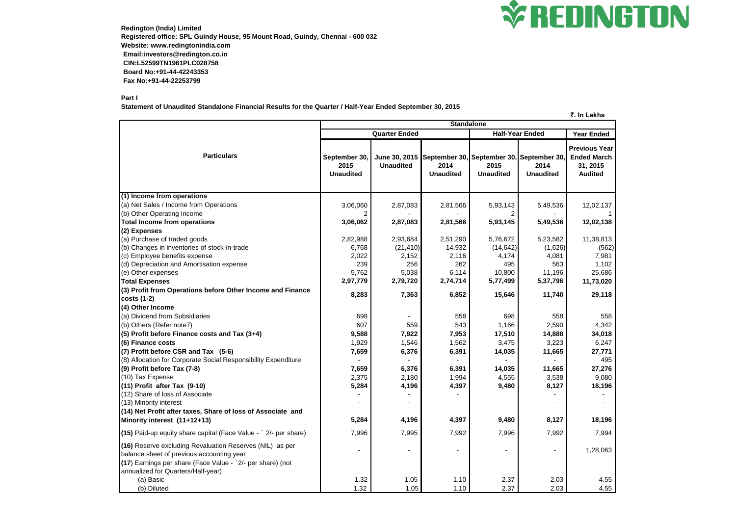**Redington (India) Limited**
**Registered office: SPL Guindy House, 95 Mount Road, Guindy, Chennai - 600 032**
**Website: www.redingtonindia.com**
**Email:investors@redington.co.in**
**CIN:L52599TN1961PLC028758**
**Board No:+91-44-42243353**
**Fax No:+91-44-22253799**

REDINGTON

**Part I**

**Statement of Unaudited Standalone Financial Results for the Quarter / Half-Year Ended September 30, 2015**

₹. In Lakhs

| Particulars | Standalone | | | | | |
|---|---|---|---|---|---|---|
| | Quarter Ended | | | Half-Year Ended | | Year Ended |
| | September 30, 2015 Unaudited | June 30, 2015 Unaudited | September 30, 2014 Unaudited | September 30, 2015 Unaudited | September 30, 2014 Unaudited | Previous Year Ended March 31, 2015 Audited |
| **(1) Income from operations** | | | | | | |
| (a) Net Sales / Income from Operations | 3,06,060 | 2,87,083 | 2,81,566 | 5,93,143 | 5,49,536 | 12,02,137 |
| (b) Other Operating Income | 2 | - | - | 2 | - | 1 |
| **Total Income from operations** | **3,06,062** | **2,87,083** | **2,81,566** | **5,93,145** | **5,49,536** | **12,02,138** |
| **(2) Expenses** | | | | | | |
| (a) Purchase of traded goods | 2,82,988 | 2,93,684 | 2,51,290 | 5,76,672 | 5,23,582 | 11,38,813 |
| (b) Changes in inventories of stock-in-trade | 6,768 | (21,410) | 14,932 | (14,642) | (1,626) | (562) |
| (c) Employee benefits expense | 2,022 | 2,152 | 2,116 | 4,174 | 4,081 | 7,981 |
| (d) Depreciation and Amortisation expense | 239 | 256 | 262 | 495 | 563 | 1,102 |
| (e) Other expenses | 5,762 | 5,038 | 6,114 | 10,800 | 11,196 | 25,686 |
| **Total Expenses** | **2,97,779** | **2,79,720** | **2,74,714** | **5,77,499** | **5,37,796** | **11,73,020** |
| **(3) Profit from Operations before Other Income and Finance costs (1-2)** | **8,283** | **7,363** | **6,852** | **15,646** | **11,740** | **29,118** |
| **(4) Other Income** | | | | | | |
| (a) Dividend from Subsidiaries | 698 | - | 558 | 698 | 558 | 558 |
| (b) Others (Refer note7) | 607 | 559 | 543 | 1,166 | 2,590 | 4,342 |
| **(5) Profit before Finance costs and Tax (3+4)** | **9,588** | **7,922** | **7,953** | **17,510** | **14,888** | **34,018** |
| **(6) Finance costs** | 1,929 | 1,546 | 1,562 | 3,475 | 3,223 | 6,247 |
| **(7) Profit before CSR and Tax (5-6)** | **7,659** | **6,376** | **6,391** | **14,035** | **11,665** | **27,771** |
| (8) Allocation for Corporate Social Responsibility Expenditure | - | - | - | - | - | 495 |
| **(9) Profit before Tax (7-8)** | **7,659** | **6,376** | **6,391** | **14,035** | **11,665** | **27,276** |
| (10) Tax Expense | 2,375 | 2,180 | 1,994 | 4,555 | 3,538 | 9,080 |
| **(11) Profit after Tax (9-10)** | **5,284** | **4,196** | **4,397** | **9,480** | **8,127** | **18,196** |
| (12) Share of loss of Associate | - | - | - | | - | - |
| (13) Minority interest | - | - | - | | - | - |
| **(14) Net Profit after taxes, Share of loss of Associate and Minority interest (11+12+13)** | **5,284** | **4,196** | **4,397** | **9,480** | **8,127** | **18,196** |
| **(15)** Paid-up equity share capital (Face Value - ` 2/- per share) | 7,996 | 7,995 | 7,992 | 7,996 | 7,992 | 7,994 |
| **(16)** Reserve excluding Revaluation Reserves (NIL) as per balance sheet of previous accounting year | - | - | - | - | - | 1,28,063 |
| **(17)** Earnings per share (Face Value - `2/- per share) (not annualized for Quarters/Half-year) | | | | | | |
| (a) Basic | 1.32 | 1.05 | 1.10 | 2.37 | 2.03 | 4.55 |
| (b) Diluted | 1.32 | 1.05 | 1.10 | 2.37 | 2.03 | 4.55 |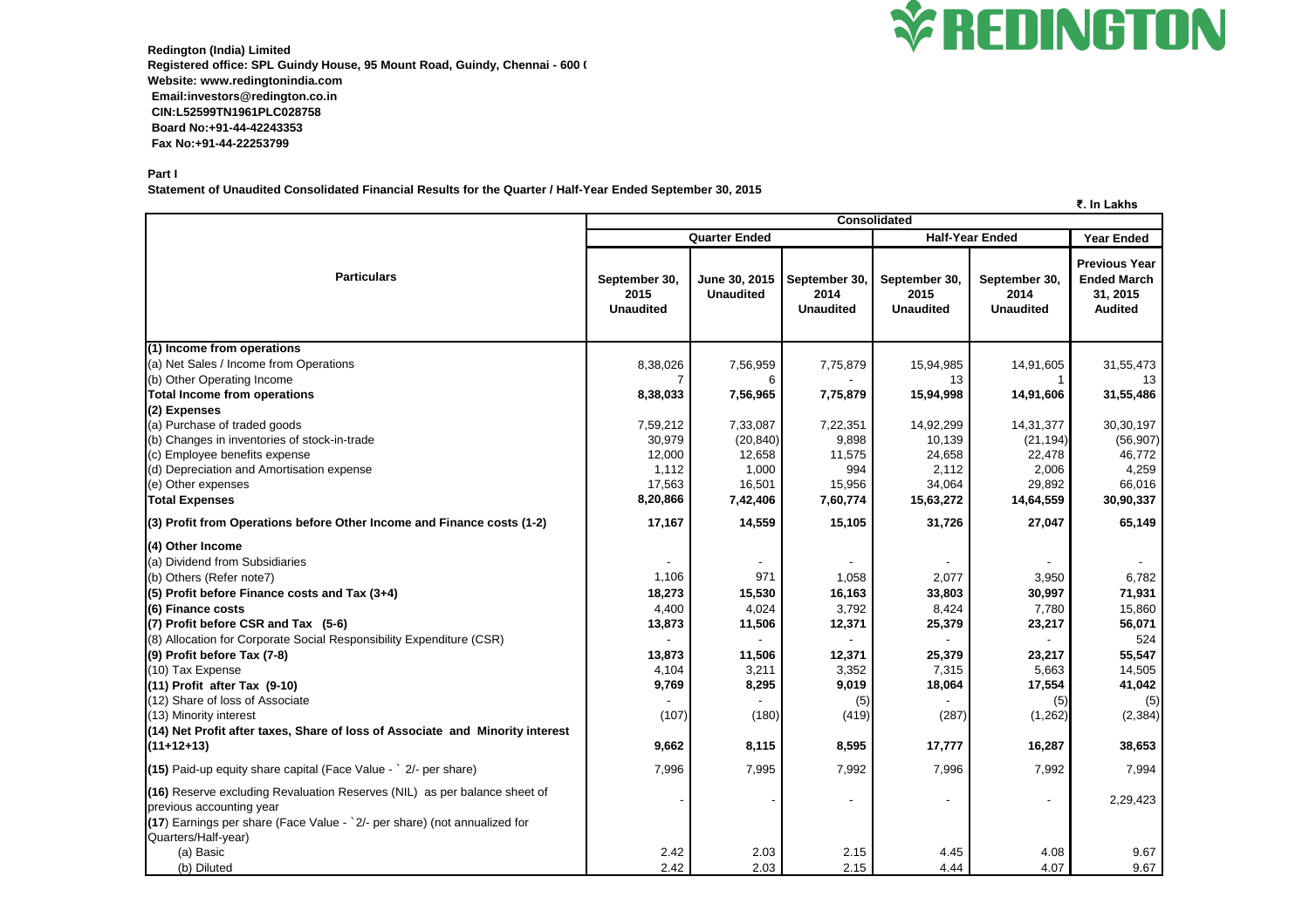**Redington (India) Limited**
**Registered office: SPL Guindy House, 95 Mount Road, Guindy, Chennai - 600 (**
**Website: www.redingtonindia.com**
**Email:investors@redington.co.in**
**CIN:L52599TN1961PLC028758**
**Board No:+91-44-42243353**
**Fax No:+91-44-22253799**

**REDINGTON**

**Part I**

**Statement of Unaudited Consolidated Financial Results for the Quarter / Half-Year Ended September 30, 2015**

**₹. In Lakhs**

| Particulars | Consolidated | | | | | |
|---|---|---|---|---|---|---|
| | Quarter Ended | | | Half-Year Ended | | Year Ended |
| | September 30, 2015 Unaudited | June 30, 2015 Unaudited | September 30, 2014 Unaudited | September 30, 2015 Unaudited | September 30, 2014 Unaudited | Previous Year Ended March 31, 2015 Audited |
| **(1) Income from operations** | | | | | | |
| (a) Net Sales / Income from Operations | 8,38,026 | 7,56,959 | 7,75,879 | 15,94,985 | 14,91,605 | 31,55,473 |
| (b) Other Operating Income | 7 | 6 | - | 13 | 1 | 13 |
| **Total Income from operations** | **8,38,033** | **7,56,965** | **7,75,879** | **15,94,998** | **14,91,606** | **31,55,486** |
| **(2) Expenses** | | | | | | |
| (a) Purchase of traded goods | 7,59,212 | 7,33,087 | 7,22,351 | 14,92,299 | 14,31,377 | 30,30,197 |
| (b) Changes in inventories of stock-in-trade | 30,979 | (20,840) | 9,898 | 10,139 | (21,194) | (56,907) |
| (c) Employee benefits expense | 12,000 | 12,658 | 11,575 | 24,658 | 22,478 | 46,772 |
| (d) Depreciation and Amortisation expense | 1,112 | 1,000 | 994 | 2,112 | 2,006 | 4,259 |
| (e) Other expenses | 17,563 | 16,501 | 15,956 | 34,064 | 29,892 | 66,016 |
| **Total Expenses** | **8,20,866** | **7,42,406** | **7,60,774** | **15,63,272** | **14,64,559** | **30,90,337** |
| **(3) Profit from Operations before Other Income and Finance costs (1-2)** | **17,167** | **14,559** | **15,105** | **31,726** | **27,047** | **65,149** |
| **(4) Other Income** | | | | | | |
| (a) Dividend from Subsidiaries | - | - | - | - | - | - |
| (b) Others (Refer note7) | 1,106 | 971 | 1,058 | 2,077 | 3,950 | 6,782 |
| **(5) Profit before Finance costs and Tax (3+4)** | **18,273** | **15,530** | **16,163** | **33,803** | **30,997** | **71,931** |
| **(6) Finance costs** | 4,400 | 4,024 | 3,792 | 8,424 | 7,780 | 15,860 |
| **(7) Profit before CSR and Tax (5-6)** | **13,873** | **11,506** | **12,371** | **25,379** | **23,217** | **56,071** |
| (8) Allocation for Corporate Social Responsibility Expenditure (CSR) | - | - | - | - | - | 524 |
| **(9) Profit before Tax (7-8)** | **13,873** | **11,506** | **12,371** | **25,379** | **23,217** | **55,547** |
| (10) Tax Expense | 4,104 | 3,211 | 3,352 | 7,315 | 5,663 | 14,505 |
| **(11) Profit after Tax (9-10)** | **9,769** | **8,295** | **9,019** | **18,064** | **17,554** | **41,042** |
| (12) Share of loss of Associate | - | - | (5) | - | (5) | (5) |
| (13) Minority interest | (107) | (180) | (419) | (287) | (1,262) | (2,384) |
| **(14) Net Profit after taxes, Share of loss of Associate and Minority interest (11+12+13)** | **9,662** | **8,115** | **8,595** | **17,777** | **16,287** | **38,653** |
| **(15)** Paid-up equity share capital (Face Value - ` 2/- per share) | 7,996 | 7,995 | 7,992 | 7,996 | 7,992 | 7,994 |
| **(16)** Reserve excluding Revaluation Reserves (NIL) as per balance sheet of previous accounting year | - | - | - | - | - | 2,29,423 |
| **(17)** Earnings per share (Face Value - `2/- per share) (not annualized for Quarters/Half-year) | | | | | | |
| (a) Basic | 2.42 | 2.03 | 2.15 | 4.45 | 4.08 | 9.67 |
| (b) Diluted | 2.42 | 2.03 | 2.15 | 4.44 | 4.07 | 9.67 |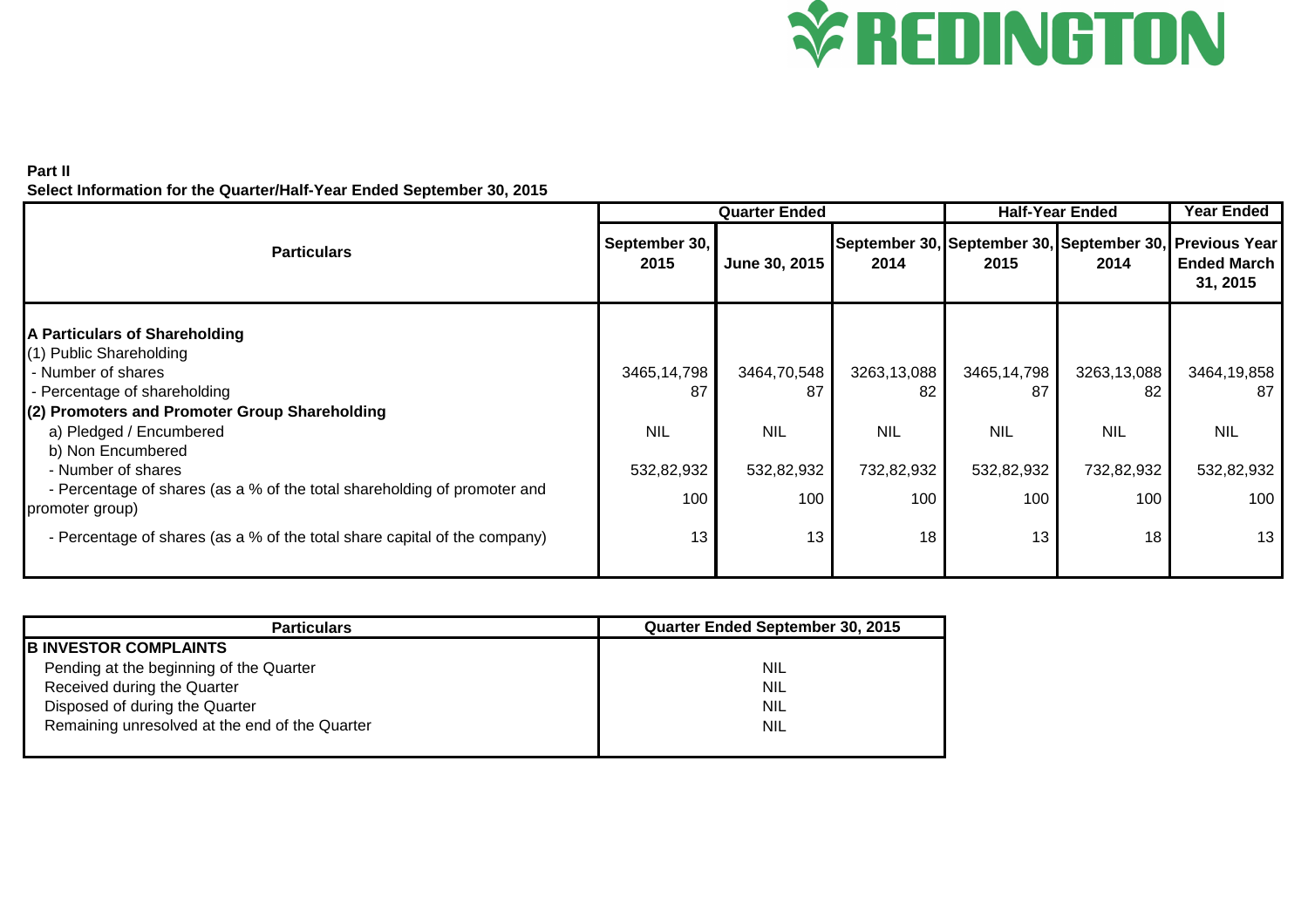**Part II**

**Select Information for the Quarter/Half-Year Ended September 30, 2015**

| Particulars | Quarter Ended | | | Half-Year Ended | | Year Ended |
|---|---|---|---|---|---|---|
| | September 30, 2015 | June 30, 2015 | September 30, 2014 | September 30, 2015 | September 30, 2014 | Previous Year Ended March 31, 2015 |
| **A Particulars of Shareholding** | | | | | | |
| (1) Public Shareholding | | | | | | |
| - Number of shares | 3465,14,798 | 3464,70,548 | 3263,13,088 | 3465,14,798 | 3263,13,088 | 3464,19,858 |
| - Percentage of shareholding | 87 | 87 | 82 | 87 | 82 | 87 |
| **(2) Promoters and Promoter Group Shareholding** | | | | | | |
| a) Pledged / Encumbered | NIL | NIL | NIL | NIL | NIL | NIL |
| b) Non Encumbered | | | | | | |
| - Number of shares | 532,82,932 | 532,82,932 | 732,82,932 | 532,82,932 | 732,82,932 | 532,82,932 |
| - Percentage of shares (as a % of the total shareholding of promoter and promoter group) | 100 | 100 | 100 | 100 | 100 | 100 |
| - Percentage of shares (as a % of the total share capital of the company) | 13 | 13 | 18 | 13 | 18 | 13 |

| Particulars | Quarter Ended September 30, 2015 |
|---|---|
| **B INVESTOR COMPLAINTS** | |
| Pending at the beginning of the Quarter | NIL |
| Received during the Quarter | NIL |
| Disposed of during the Quarter | NIL |
| Remaining unresolved at the end of the Quarter | NIL |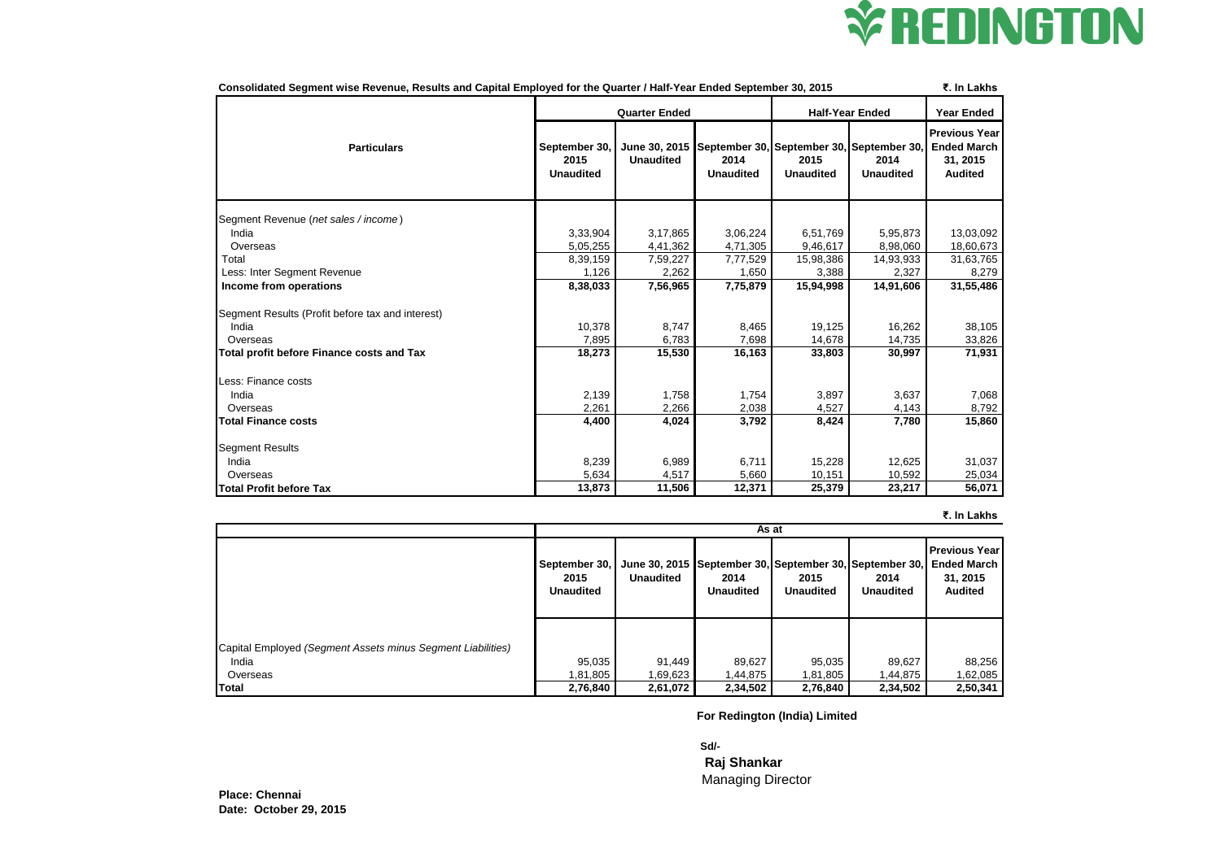REDINGTON

**Consolidated Segment wise Revenue, Results and Capital Employed for the Quarter / Half-Year Ended September 30, 2015**

**₹. In Lakhs**

| Particulars | Quarter Ended | | | Half-Year Ended | | Year Ended |
|---|---|---|---|---|---|---|
| | September 30, 2015 Unaudited | June 30, 2015 Unaudited | September 30, 2014 Unaudited | September 30, 2015 Unaudited | September 30, 2014 Unaudited | Previous Year Ended March 31, 2015 Audited |
| Segment Revenue (*net sales / income*) | | | | | | |
| India | 3,33,904 | 3,17,865 | 3,06,224 | 6,51,769 | 5,95,873 | 13,03,092 |
| Overseas | 5,05,255 | 4,41,362 | 4,71,305 | 9,46,617 | 8,98,060 | 18,60,673 |
| Total | 8,39,159 | 7,59,227 | 7,77,529 | 15,98,386 | 14,93,933 | 31,63,765 |
| Less: Inter Segment Revenue | 1,126 | 2,262 | 1,650 | 3,388 | 2,327 | 8,279 |
| **Income from operations** | **8,38,033** | **7,56,965** | **7,75,879** | **15,94,998** | **14,91,606** | **31,55,486** |
| Segment Results (Profit before tax and interest) | | | | | | |
| India | 10,378 | 8,747 | 8,465 | 19,125 | 16,262 | 38,105 |
| Overseas | 7,895 | 6,783 | 7,698 | 14,678 | 14,735 | 33,826 |
| **Total profit before Finance costs and Tax** | **18,273** | **15,530** | **16,163** | **33,803** | **30,997** | **71,931** |
| Less: Finance costs | | | | | | |
| India | 2,139 | 1,758 | 1,754 | 3,897 | 3,637 | 7,068 |
| Overseas | 2,261 | 2,266 | 2,038 | 4,527 | 4,143 | 8,792 |
| **Total Finance costs** | **4,400** | **4,024** | **3,792** | **8,424** | **7,780** | **15,860** |
| Segment Results | | | | | | |
| India | 8,239 | 6,989 | 6,711 | 15,228 | 12,625 | 31,037 |
| Overseas | 5,634 | 4,517 | 5,660 | 10,151 | 10,592 | 25,034 |
| **Total Profit before Tax** | **13,873** | **11,506** | **12,371** | **25,379** | **23,217** | **56,071** |

**₹. In Lakhs**

| | As at | | | | | |
|---|---|---|---|---|---|---|
| | September 30, 2015 Unaudited | June 30, 2015 Unaudited | September 30, 2014 Unaudited | September 30, 2015 Unaudited | September 30, 2014 Unaudited | Previous Year Ended March 31, 2015 Audited |
| Capital Employed (*Segment Assets minus Segment Liabilities*) | | | | | | |
| India | 95,035 | 91,449 | 89,627 | 95,035 | 89,627 | 88,256 |
| Overseas | 1,81,805 | 1,69,623 | 1,44,875 | 1,81,805 | 1,44,875 | 1,62,085 |
| **Total** | **2,76,840** | **2,61,072** | **2,34,502** | **2,76,840** | **2,34,502** | **2,50,341** |

**For Redington (India) Limited**

**Sd/-**

**Raj Shankar**
Managing Director

**Place: Chennai**
**Date: October 29, 2015**